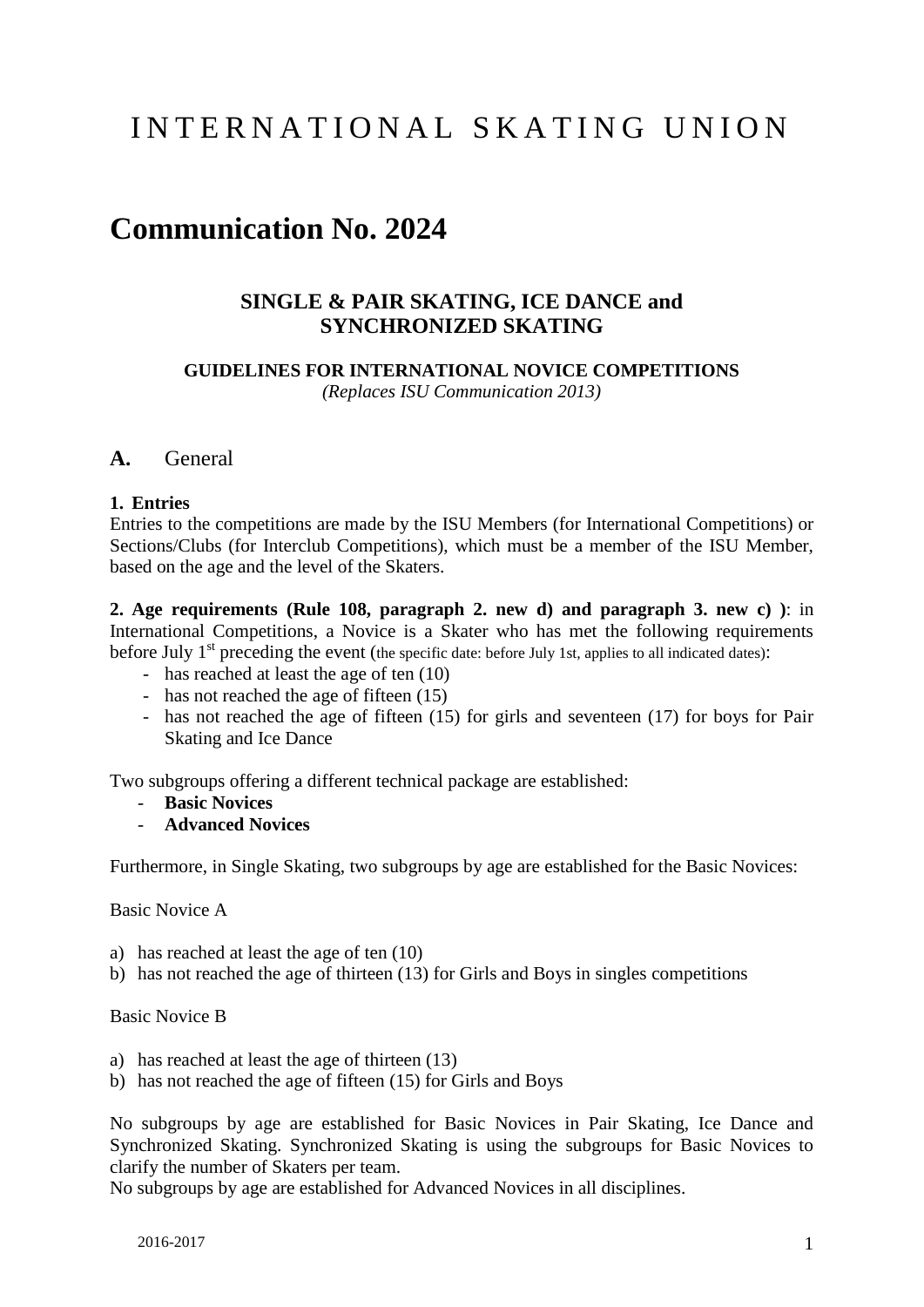# INTERNATIONAL SKATING UNION

# Communication No. 2024

## SINGLE & PAIR SKATING, ICE DANCE and SYNCHRONIZED SKATING

**GUIDELINES FOR INTERNATIONAL NOVICE COMPETITIONS**
*(Replaces ISU Communication 2013)*

## A. General

**1. Entries**
Entries to the competitions are made by the ISU Members (for International Competitions) or Sections/Clubs (for Interclub Competitions), which must be a member of the ISU Member, based on the age and the level of the Skaters.

**2. Age requirements (Rule 108, paragraph 2. new d) and paragraph 3. new c) )**: in International Competitions, a Novice is a Skater who has met the following requirements before July 1st preceding the event (the specific date: before July 1st, applies to all indicated dates):

- has reached at least the age of ten (10)
- has not reached the age of fifteen (15)
- has not reached the age of fifteen (15) for girls and seventeen (17) for boys for Pair Skating and Ice Dance

Two subgroups offering a different technical package are established:

- **Basic Novices**
- **Advanced Novices**

Furthermore, in Single Skating, two subgroups by age are established for the Basic Novices:

Basic Novice A

a) has reached at least the age of ten (10)
b) has not reached the age of thirteen (13) for Girls and Boys in singles competitions

Basic Novice B

a) has reached at least the age of thirteen (13)
b) has not reached the age of fifteen (15) for Girls and Boys

No subgroups by age are established for Basic Novices in Pair Skating, Ice Dance and Synchronized Skating. Synchronized Skating is using the subgroups for Basic Novices to clarify the number of Skaters per team.
No subgroups by age are established for Advanced Novices in all disciplines.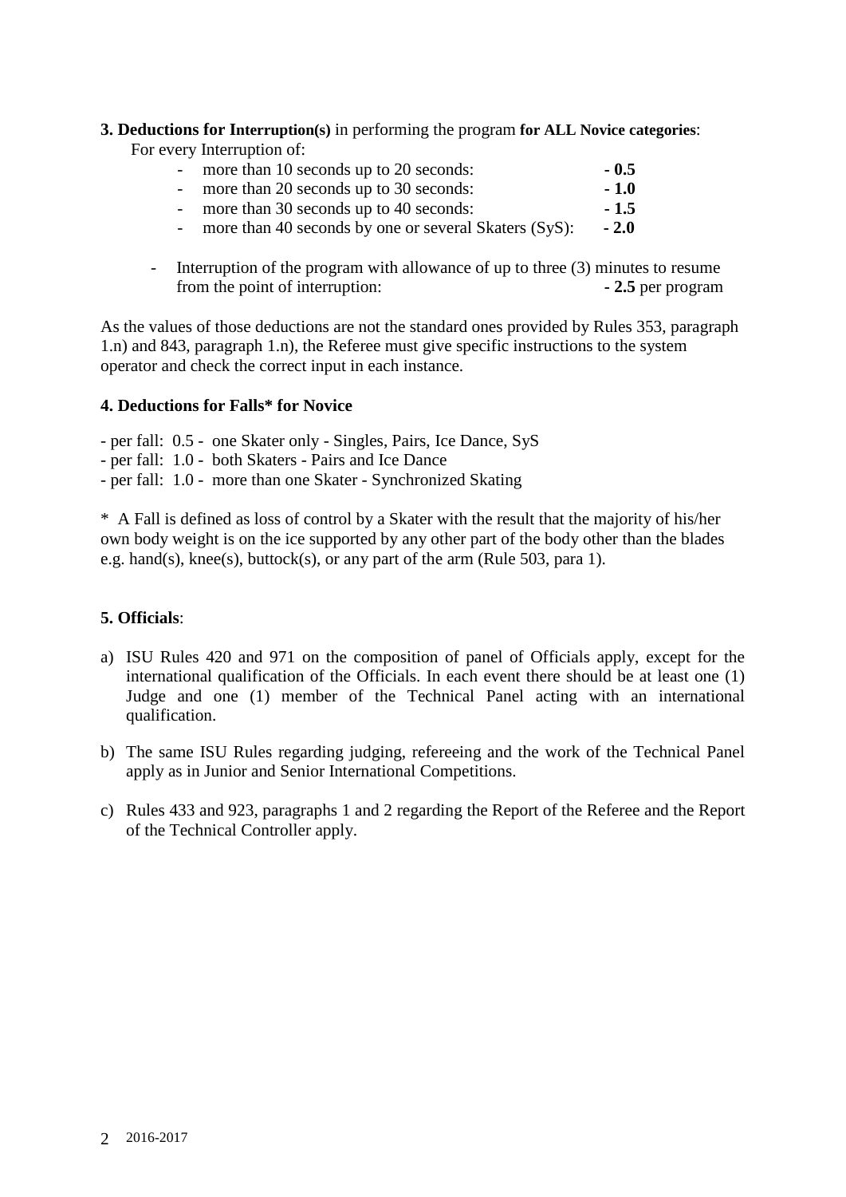**3. Deductions for Interruption(s)** in performing the program **for ALL Novice categories**:

For every Interruption of:

- more than 10 seconds up to 20 seconds: **- 0.5**
- more than 20 seconds up to 30 seconds: **- 1.0**
- more than 30 seconds up to 40 seconds: **- 1.5**
- more than 40 seconds by one or several Skaters (SyS): **- 2.0**

- Interruption of the program with allowance of up to three (3) minutes to resume from the point of interruption: **- 2.5** per program

As the values of those deductions are not the standard ones provided by Rules 353, paragraph 1.n) and 843, paragraph 1.n), the Referee must give specific instructions to the system operator and check the correct input in each instance.

**4. Deductions for Falls* for Novice**

- per fall: 0.5 - one Skater only - Singles, Pairs, Ice Dance, SyS
- per fall: 1.0 - both Skaters - Pairs and Ice Dance
- per fall: 1.0 - more than one Skater - Synchronized Skating

* A Fall is defined as loss of control by a Skater with the result that the majority of his/her own body weight is on the ice supported by any other part of the body other than the blades e.g. hand(s), knee(s), buttock(s), or any part of the arm (Rule 503, para 1).

**5. Officials**:

a) ISU Rules 420 and 971 on the composition of panel of Officials apply, except for the international qualification of the Officials. In each event there should be at least one (1) Judge and one (1) member of the Technical Panel acting with an international qualification.

b) The same ISU Rules regarding judging, refereeing and the work of the Technical Panel apply as in Junior and Senior International Competitions.

c) Rules 433 and 923, paragraphs 1 and 2 regarding the Report of the Referee and the Report of the Technical Controller apply.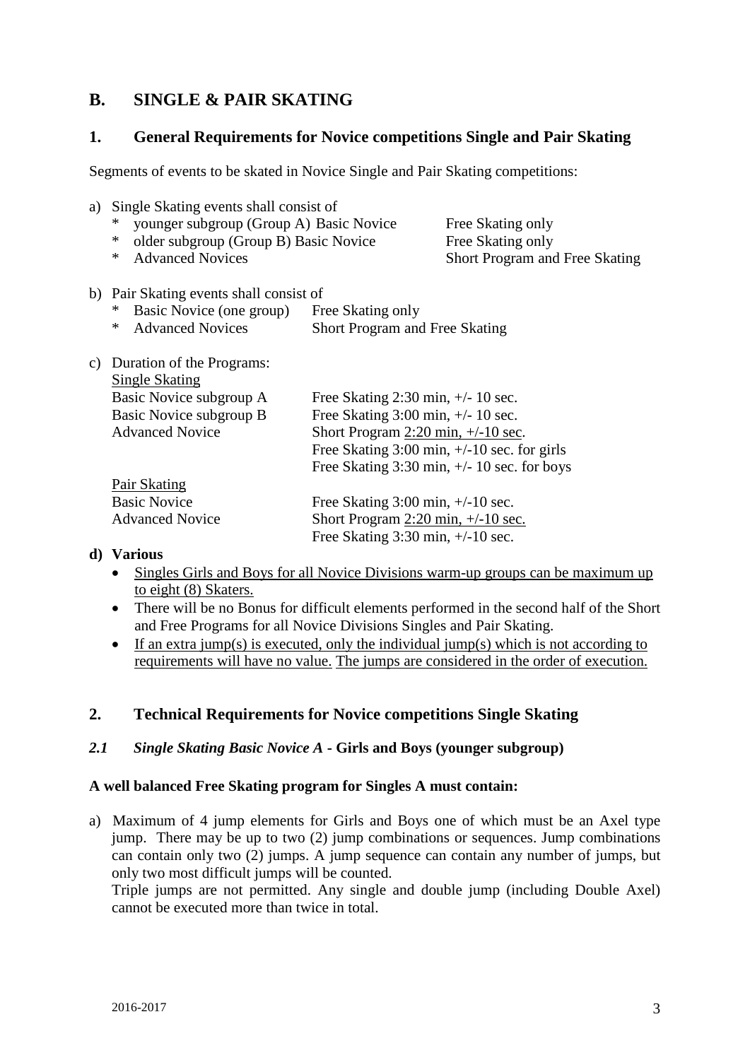## B. SINGLE & PAIR SKATING

### 1. General Requirements for Novice competitions Single and Pair Skating

Segments of events to be skated in Novice Single and Pair Skating competitions:

a) Single Skating events shall consist of

| | |
|---|---|
| * younger subgroup (Group A) Basic Novice | Free Skating only |
| * older subgroup (Group B) Basic Novice | Free Skating only |
| * Advanced Novices | Short Program and Free Skating |

b) Pair Skating events shall consist of

| | |
|---|---|
| * Basic Novice (one group) | Free Skating only |
| * Advanced Novices | Short Program and Free Skating |

c) Duration of the Programs:

<u>Single Skating</u>

| | |
|---|---|
| Basic Novice subgroup A | Free Skating 2:30 min, +/- 10 sec. |
| Basic Novice subgroup B | Free Skating 3:00 min, +/- 10 sec. |
| Advanced Novice | Short Program <u>2:20 min, +/-10 sec</u>. |
| | Free Skating 3:00 min, +/-10 sec. for girls |
| | Free Skating 3:30 min, +/- 10 sec. for boys |

<u>Pair Skating</u>

| | |
|---|---|
| Basic Novice | Free Skating 3:00 min, +/-10 sec. |
| Advanced Novice | Short Program <u>2:20 min, +/-10 sec.</u> |
| | Free Skating 3:30 min, +/-10 sec. |

**d) Various**

- <u>Singles Girls and Boys for all Novice Divisions warm-up groups can be maximum up to eight (8) Skaters.</u>
- There will be no Bonus for difficult elements performed in the second half of the Short and Free Programs for all Novice Divisions Singles and Pair Skating.
- <u>If an extra jump(s) is executed, only the individual jump(s) which is not according to requirements will have no value.</u> <u>The jumps are considered in the order of execution.</u>

### 2. Technical Requirements for Novice competitions Single Skating

#### *2.1 Single Skating Basic Novice A* - Girls and Boys (younger subgroup)

**A well balanced Free Skating program for Singles A must contain:**

a) Maximum of 4 jump elements for Girls and Boys one of which must be an Axel type jump. There may be up to two (2) jump combinations or sequences. Jump combinations can contain only two (2) jumps. A jump sequence can contain any number of jumps, but only two most difficult jumps will be counted.
Triple jumps are not permitted. Any single and double jump (including Double Axel) cannot be executed more than twice in total.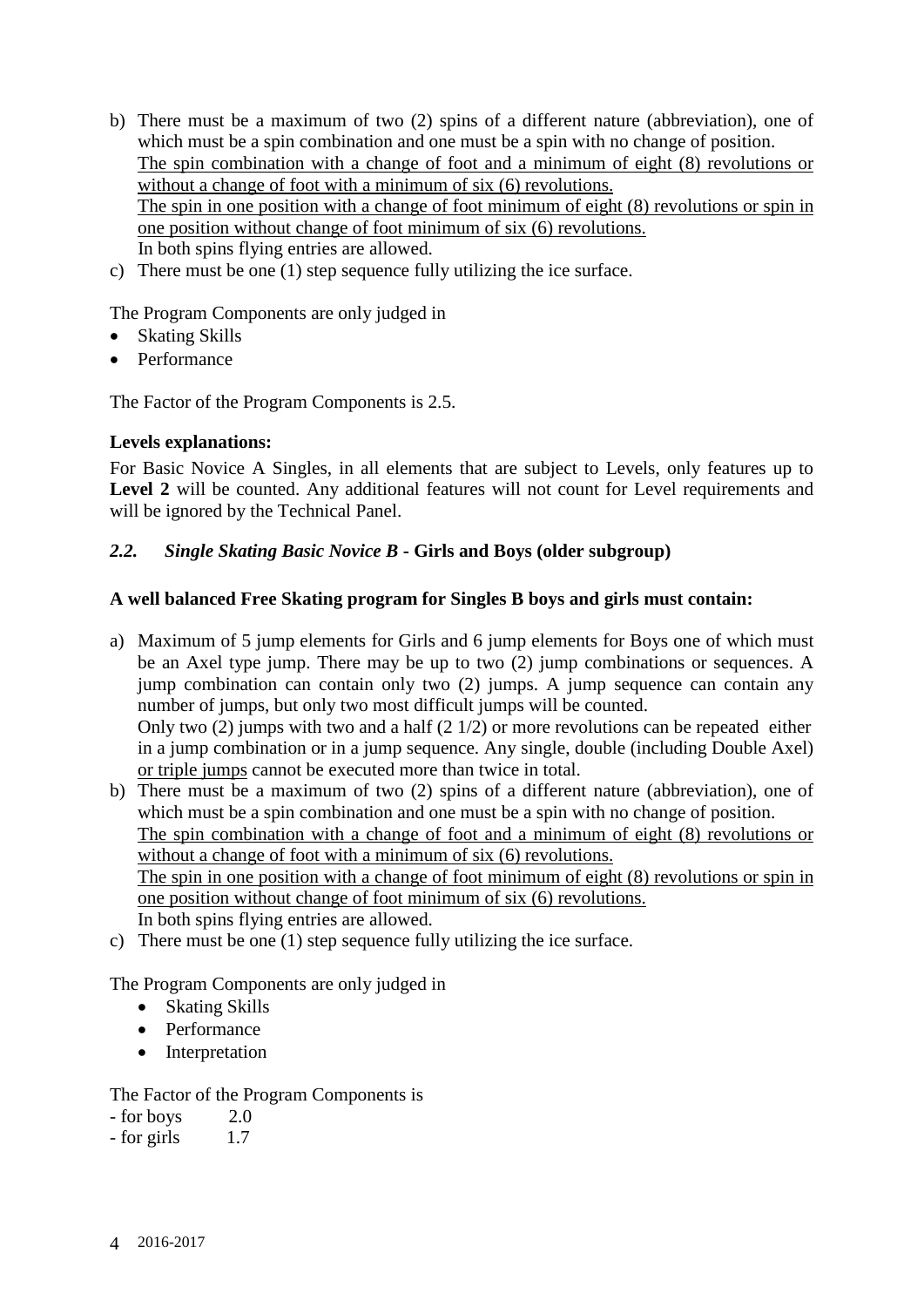b) There must be a maximum of two (2) spins of a different nature (abbreviation), one of which must be a spin combination and one must be a spin with no change of position.
   <u>The spin combination with a change of foot and a minimum of eight (8) revolutions or without a change of foot with a minimum of six (6) revolutions.</u>
   <u>The spin in one position with a change of foot minimum of eight (8) revolutions or spin in one position without change of foot minimum of six (6) revolutions.</u>
   In both spins flying entries are allowed.
c) There must be one (1) step sequence fully utilizing the ice surface.

The Program Components are only judged in

- Skating Skills
- Performance

The Factor of the Program Components is 2.5.

**Levels explanations:**

For Basic Novice A Singles, in all elements that are subject to Levels, only features up to **Level 2** will be counted. Any additional features will not count for Level requirements and will be ignored by the Technical Panel.

### *2.2. Single Skating Basic Novice B* - Girls and Boys (older subgroup)

**A well balanced Free Skating program for Singles B boys and girls must contain:**

a) Maximum of 5 jump elements for Girls and 6 jump elements for Boys one of which must be an Axel type jump. There may be up to two (2) jump combinations or sequences. A jump combination can contain only two (2) jumps. A jump sequence can contain any number of jumps, but only two most difficult jumps will be counted.
   Only two (2) jumps with two and a half (2 1/2) or more revolutions can be repeated either in a jump combination or in a jump sequence. Any single, double (including Double Axel) <u>or triple jumps</u> cannot be executed more than twice in total.
b) There must be a maximum of two (2) spins of a different nature (abbreviation), one of which must be a spin combination and one must be a spin with no change of position.
   <u>The spin combination with a change of foot and a minimum of eight (8) revolutions or without a change of foot with a minimum of six (6) revolutions.</u>
   <u>The spin in one position with a change of foot minimum of eight (8) revolutions or spin in one position without change of foot minimum of six (6) revolutions.</u>
   In both spins flying entries are allowed.
c) There must be one (1) step sequence fully utilizing the ice surface.

The Program Components are only judged in

- Skating Skills
- Performance
- Interpretation

The Factor of the Program Components is

- for boys 2.0
- for girls 1.7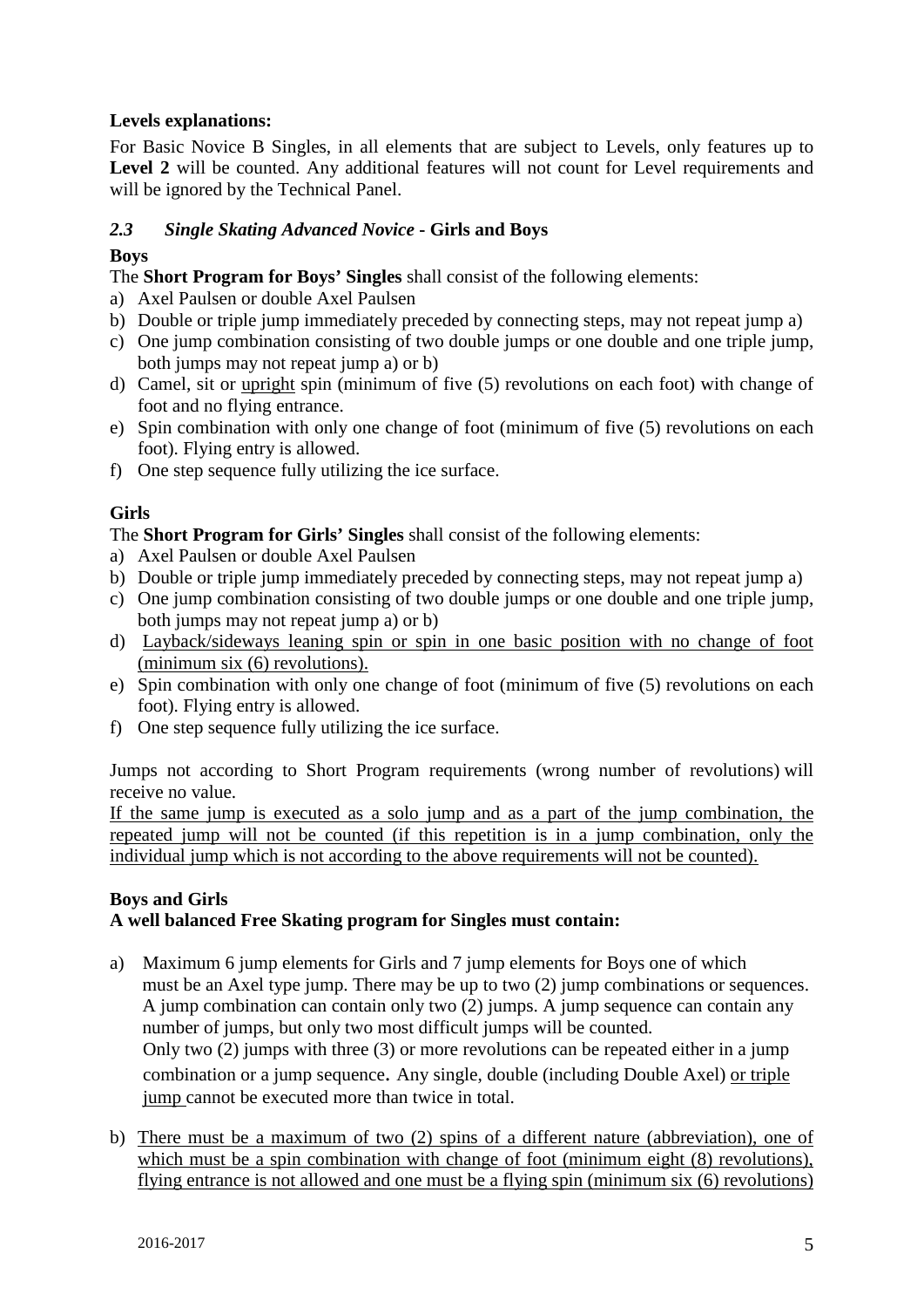**Levels explanations:**

For Basic Novice B Singles, in all elements that are subject to Levels, only features up to **Level 2** will be counted. Any additional features will not count for Level requirements and will be ignored by the Technical Panel.

### *2.3 Single Skating Advanced Novice* - **Girls and Boys**

**Boys**

The **Short Program for Boys' Singles** shall consist of the following elements:

a) Axel Paulsen or double Axel Paulsen
b) Double or triple jump immediately preceded by connecting steps, may not repeat jump a)
c) One jump combination consisting of two double jumps or one double and one triple jump, both jumps may not repeat jump a) or b)
d) Camel, sit or <u>upright</u> spin (minimum of five (5) revolutions on each foot) with change of foot and no flying entrance.
e) Spin combination with only one change of foot (minimum of five (5) revolutions on each foot). Flying entry is allowed.
f) One step sequence fully utilizing the ice surface.

**Girls**

The **Short Program for Girls' Singles** shall consist of the following elements:

a) Axel Paulsen or double Axel Paulsen
b) Double or triple jump immediately preceded by connecting steps, may not repeat jump a)
c) One jump combination consisting of two double jumps or one double and one triple jump, both jumps may not repeat jump a) or b)
d) <u>Layback/sideways leaning spin or spin in one basic position with no change of foot (minimum six (6) revolutions).</u>
e) Spin combination with only one change of foot (minimum of five (5) revolutions on each foot). Flying entry is allowed.
f) One step sequence fully utilizing the ice surface.

Jumps not according to Short Program requirements (wrong number of revolutions) will receive no value.

<u>If the same jump is executed as a solo jump and as a part of the jump combination, the repeated jump will not be counted (if this repetition is in a jump combination, only the individual jump which is not according to the above requirements will not be counted).</u>

**Boys and Girls**

**A well balanced Free Skating program for Singles must contain:**

a) Maximum 6 jump elements for Girls and 7 jump elements for Boys one of which must be an Axel type jump. There may be up to two (2) jump combinations or sequences. A jump combination can contain only two (2) jumps. A jump sequence can contain any number of jumps, but only two most difficult jumps will be counted.
Only two (2) jumps with three (3) or more revolutions can be repeated either in a jump combination or a jump sequence. Any single, double (including Double Axel) <u>or triple jump</u> cannot be executed more than twice in total.

b) <u>There must be a maximum of two (2) spins of a different nature (abbreviation), one of which must be a spin combination with change of foot (minimum eight (8) revolutions), flying entrance is not allowed and one must be a flying spin (minimum six (6) revolutions)</u>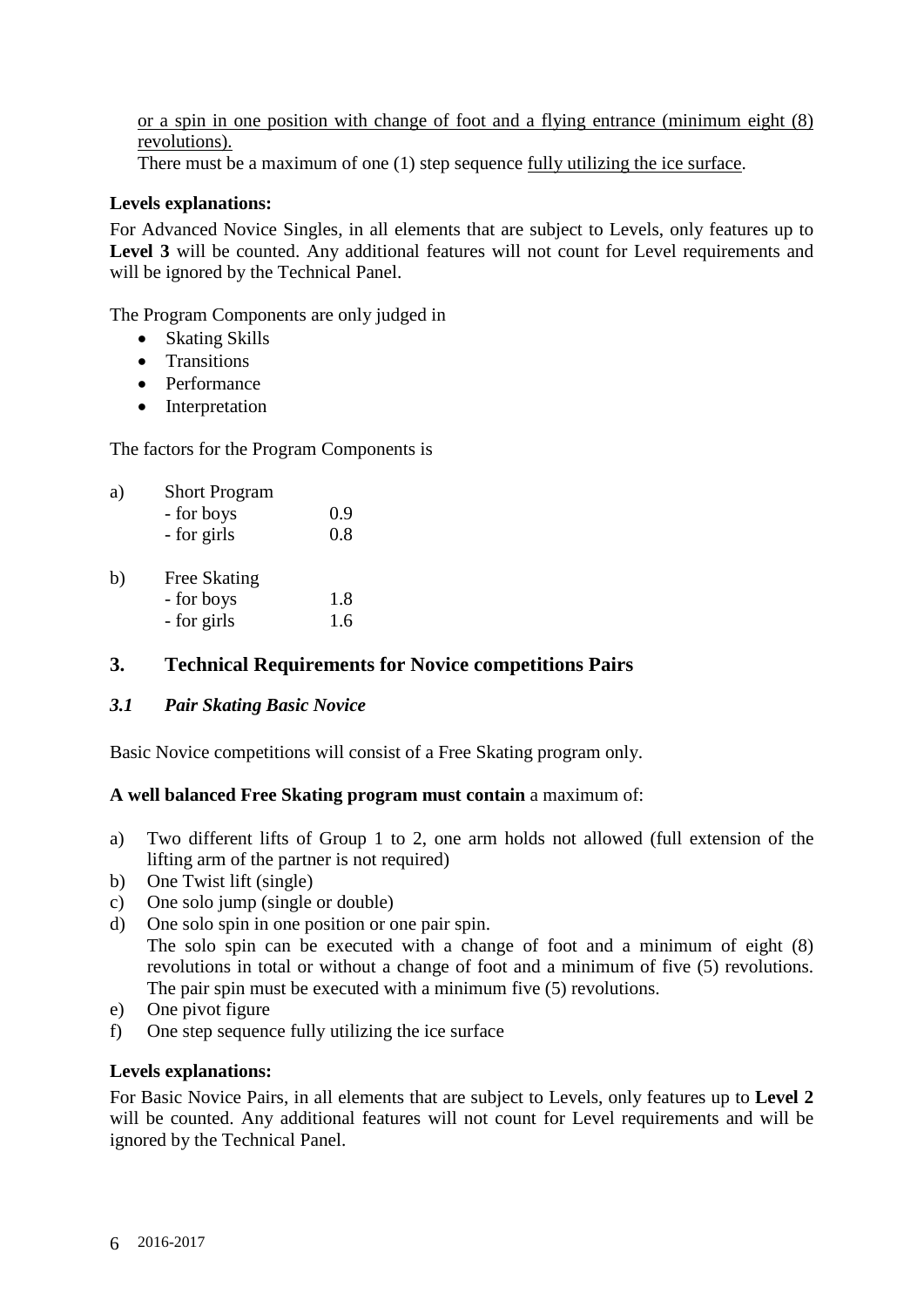or a spin in one position with change of foot and a flying entrance (minimum eight (8) revolutions).
There must be a maximum of one (1) step sequence fully utilizing the ice surface.

**Levels explanations:**

For Advanced Novice Singles, in all elements that are subject to Levels, only features up to **Level 3** will be counted. Any additional features will not count for Level requirements and will be ignored by the Technical Panel.

The Program Components are only judged in

- Skating Skills
- Transitions
- Performance
- Interpretation

The factors for the Program Components is

a) Short Program
   - for boys 0.9
   - for girls 0.8

b) Free Skating
   - for boys 1.8
   - for girls 1.6

## 3. Technical Requirements for Novice competitions Pairs

### *3.1 Pair Skating Basic Novice*

Basic Novice competitions will consist of a Free Skating program only.

**A well balanced Free Skating program must contain** a maximum of:

a) Two different lifts of Group 1 to 2, one arm holds not allowed (full extension of the lifting arm of the partner is not required)
b) One Twist lift (single)
c) One solo jump (single or double)
d) One solo spin in one position or one pair spin.
   The solo spin can be executed with a change of foot and a minimum of eight (8) revolutions in total or without a change of foot and a minimum of five (5) revolutions. The pair spin must be executed with a minimum five (5) revolutions.
e) One pivot figure
f) One step sequence fully utilizing the ice surface

**Levels explanations:**

For Basic Novice Pairs, in all elements that are subject to Levels, only features up to **Level 2** will be counted. Any additional features will not count for Level requirements and will be ignored by the Technical Panel.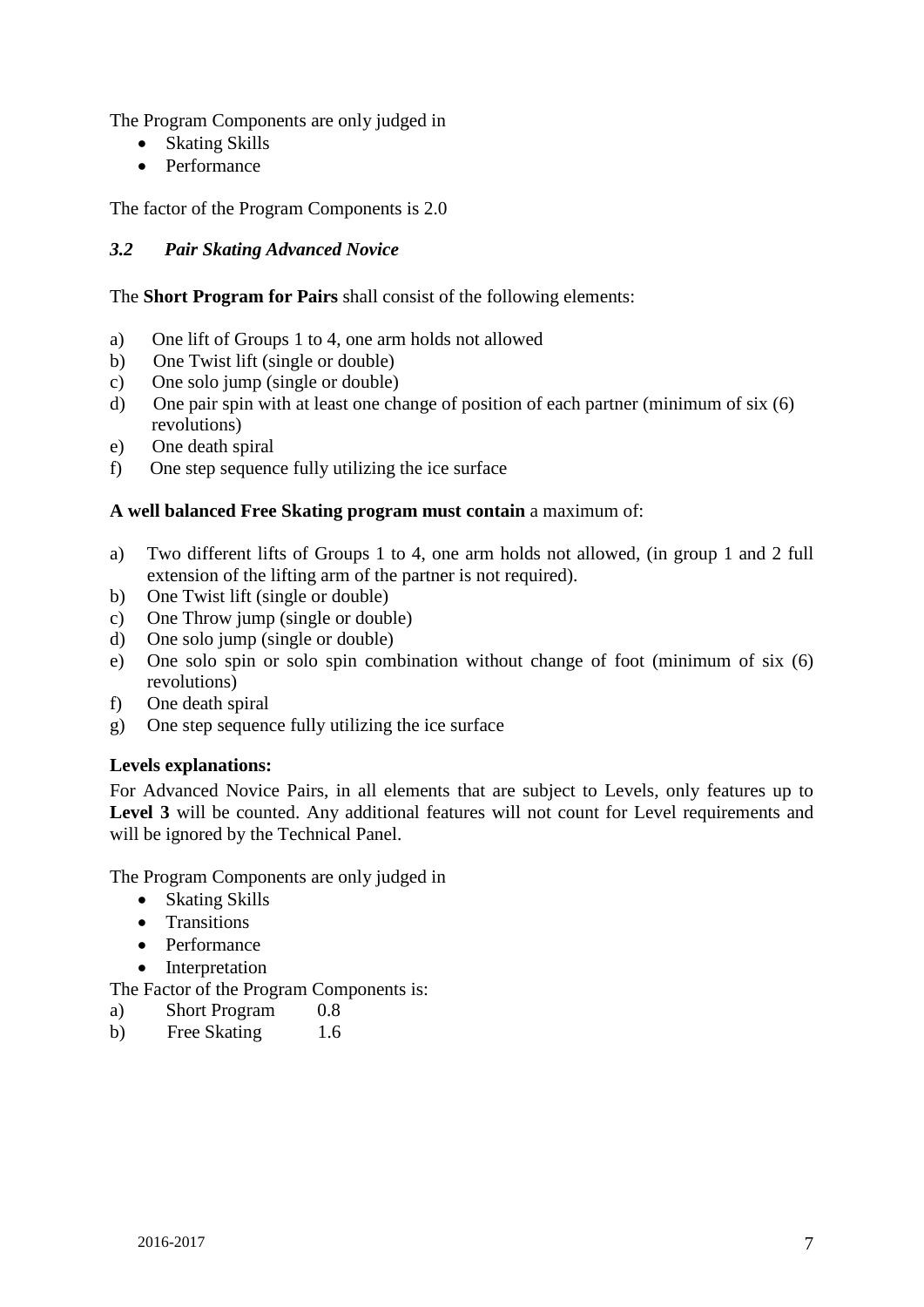The Program Components are only judged in

- Skating Skills
- Performance

The factor of the Program Components is 2.0

### *3.2 Pair Skating Advanced Novice*

The **Short Program for Pairs** shall consist of the following elements:

a) One lift of Groups 1 to 4, one arm holds not allowed
b) One Twist lift (single or double)
c) One solo jump (single or double)
d) One pair spin with at least one change of position of each partner (minimum of six (6) revolutions)
e) One death spiral
f) One step sequence fully utilizing the ice surface

**A well balanced Free Skating program must contain** a maximum of:

a) Two different lifts of Groups 1 to 4, one arm holds not allowed, (in group 1 and 2 full extension of the lifting arm of the partner is not required).
b) One Twist lift (single or double)
c) One Throw jump (single or double)
d) One solo jump (single or double)
e) One solo spin or solo spin combination without change of foot (minimum of six (6) revolutions)
f) One death spiral
g) One step sequence fully utilizing the ice surface

**Levels explanations:**

For Advanced Novice Pairs, in all elements that are subject to Levels, only features up to **Level 3** will be counted. Any additional features will not count for Level requirements and will be ignored by the Technical Panel.

The Program Components are only judged in

- Skating Skills
- Transitions
- Performance
- Interpretation

The Factor of the Program Components is:

a) Short Program 0.8
b) Free Skating 1.6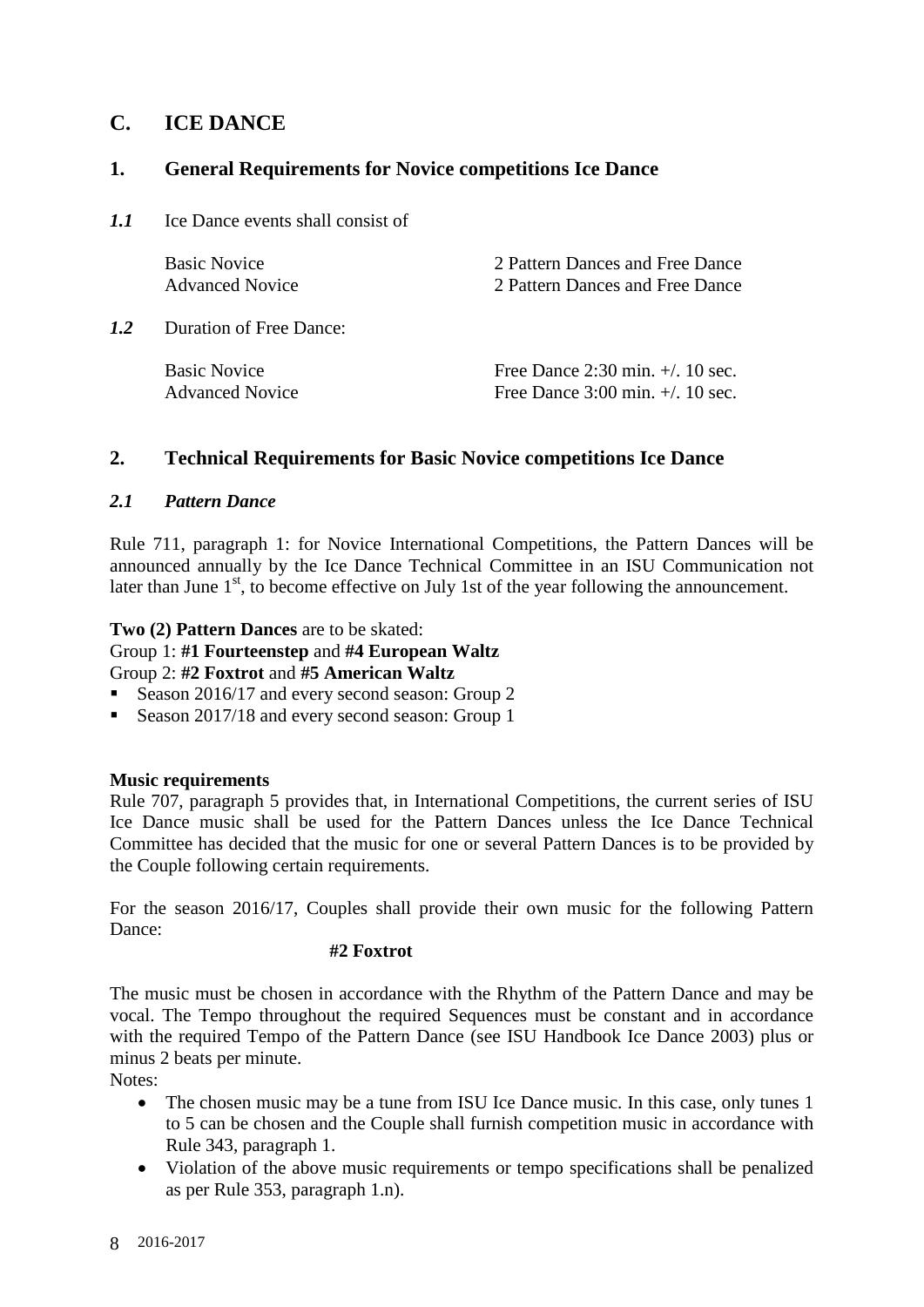## C. ICE DANCE

### 1. General Requirements for Novice competitions Ice Dance

***1.1*** Ice Dance events shall consist of

| | |
|---|---|
| Basic Novice | 2 Pattern Dances and Free Dance |
| Advanced Novice | 2 Pattern Dances and Free Dance |

***1.2*** Duration of Free Dance:

| | |
|---|---|
| Basic Novice | Free Dance 2:30 min. +/. 10 sec. |
| Advanced Novice | Free Dance 3:00 min. +/. 10 sec. |

### 2. Technical Requirements for Basic Novice competitions Ice Dance

#### *2.1 Pattern Dance*

Rule 711, paragraph 1: for Novice International Competitions, the Pattern Dances will be announced annually by the Ice Dance Technical Committee in an ISU Communication not later than June 1st, to become effective on July 1st of the year following the announcement.

**Two (2) Pattern Dances** are to be skated:
Group 1: **#1 Fourteenstep** and **#4 European Waltz**
Group 2: **#2 Foxtrot** and **#5 American Waltz**

- Season 2016/17 and every second season: Group 2
- Season 2017/18 and every second season: Group 1

**Music requirements**
Rule 707, paragraph 5 provides that, in International Competitions, the current series of ISU Ice Dance music shall be used for the Pattern Dances unless the Ice Dance Technical Committee has decided that the music for one or several Pattern Dances is to be provided by the Couple following certain requirements.

For the season 2016/17, Couples shall provide their own music for the following Pattern Dance:

**#2 Foxtrot**

The music must be chosen in accordance with the Rhythm of the Pattern Dance and may be vocal. The Tempo throughout the required Sequences must be constant and in accordance with the required Tempo of the Pattern Dance (see ISU Handbook Ice Dance 2003) plus or minus 2 beats per minute.
Notes:

- The chosen music may be a tune from ISU Ice Dance music. In this case, only tunes 1 to 5 can be chosen and the Couple shall furnish competition music in accordance with Rule 343, paragraph 1.
- Violation of the above music requirements or tempo specifications shall be penalized as per Rule 353, paragraph 1.n).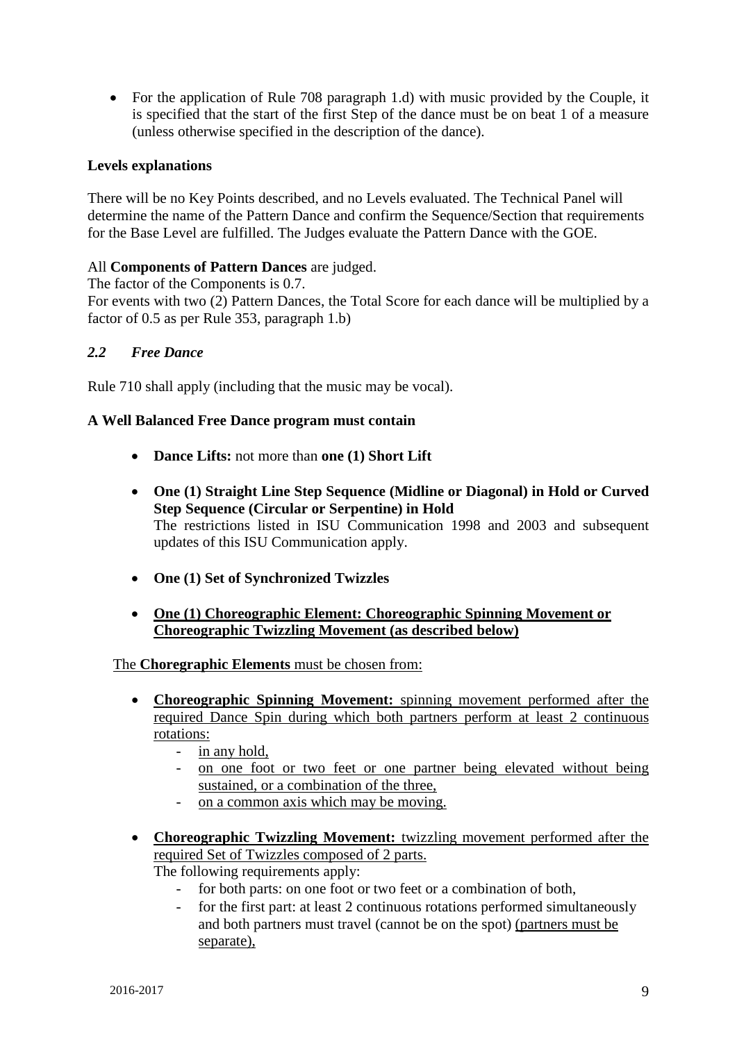- For the application of Rule 708 paragraph 1.d) with music provided by the Couple, it is specified that the start of the first Step of the dance must be on beat 1 of a measure (unless otherwise specified in the description of the dance).

**Levels explanations**

There will be no Key Points described, and no Levels evaluated. The Technical Panel will determine the name of the Pattern Dance and confirm the Sequence/Section that requirements for the Base Level are fulfilled. The Judges evaluate the Pattern Dance with the GOE.

All **Components of Pattern Dances** are judged.
The factor of the Components is 0.7.
For events with two (2) Pattern Dances, the Total Score for each dance will be multiplied by a factor of 0.5 as per Rule 353, paragraph 1.b)

### *2.2 Free Dance*

Rule 710 shall apply (including that the music may be vocal).

**A Well Balanced Free Dance program must contain**

- **Dance Lifts:** not more than **one (1) Short Lift**
- **One (1) Straight Line Step Sequence (Midline or Diagonal) in Hold or Curved Step Sequence (Circular or Serpentine) in Hold**
  The restrictions listed in ISU Communication 1998 and 2003 and subsequent updates of this ISU Communication apply.
- **One (1) Set of Synchronized Twizzles**
- **One (1) Choreographic Element: Choreographic Spinning Movement or Choreographic Twizzling Movement (as described below)**

The **Choregraphic Elements** must be chosen from:

- **Choreographic Spinning Movement:** spinning movement performed after the required Dance Spin during which both partners perform at least 2 continuous rotations:
  - in any hold,
  - on one foot or two feet or one partner being elevated without being sustained, or a combination of the three,
  - on a common axis which may be moving.
- **Choreographic Twizzling Movement:** twizzling movement performed after the required Set of Twizzles composed of 2 parts.
  The following requirements apply:
  - for both parts: on one foot or two feet or a combination of both,
  - for the first part: at least 2 continuous rotations performed simultaneously and both partners must travel (cannot be on the spot) (partners must be separate),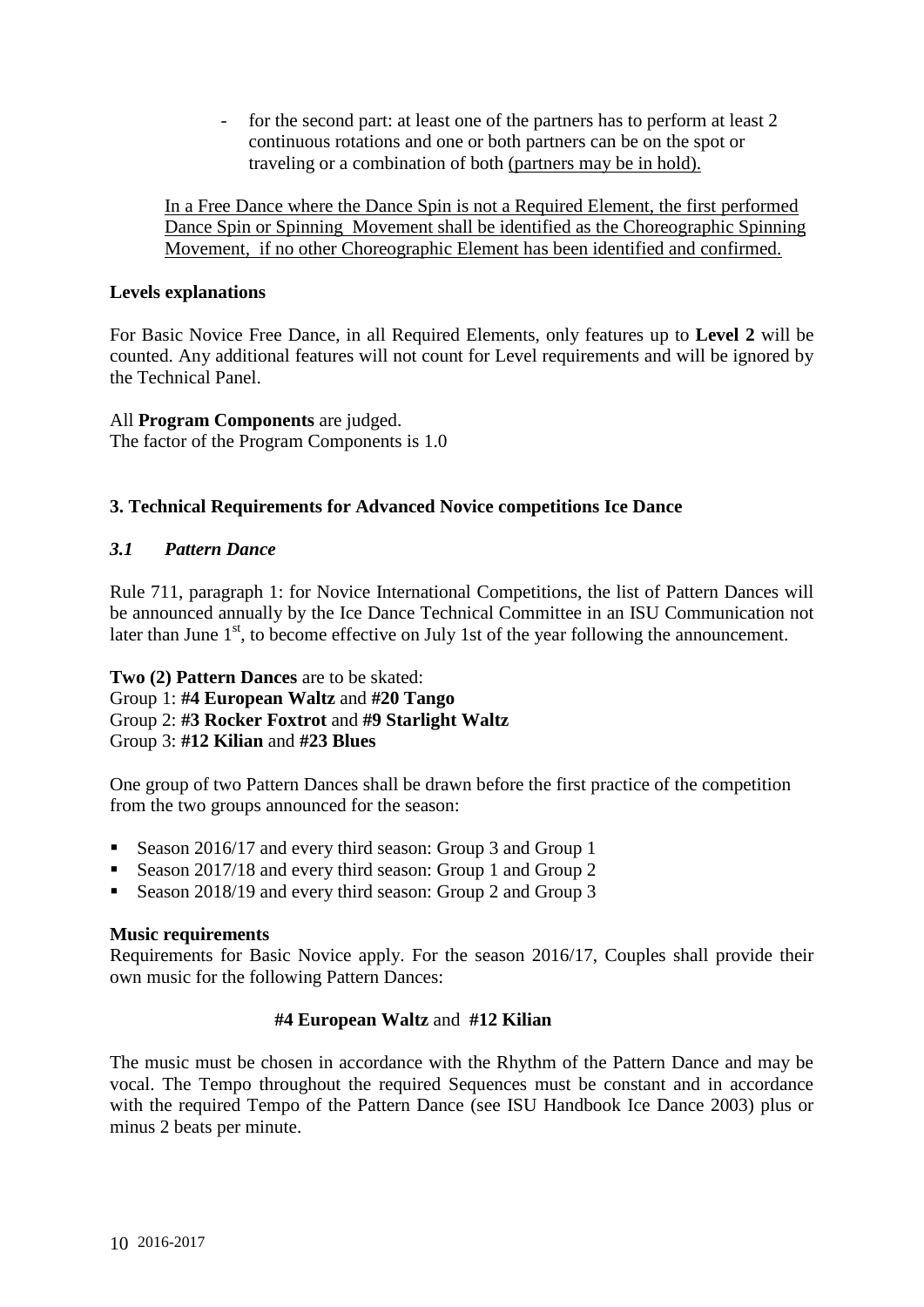- for the second part: at least one of the partners has to perform at least 2 continuous rotations and one or both partners can be on the spot or traveling or a combination of both <u>(partners may be in hold).</u>

<u>In a Free Dance where the Dance Spin is not a Required Element, the first performed Dance Spin or Spinning Movement shall be identified as the Choreographic Spinning Movement, if no other Choreographic Element has been identified and confirmed.</u>

**Levels explanations**

For Basic Novice Free Dance, in all Required Elements, only features up to **Level 2** will be counted. Any additional features will not count for Level requirements and will be ignored by the Technical Panel.

All **Program Components** are judged.
The factor of the Program Components is 1.0

### 3. Technical Requirements for Advanced Novice competitions Ice Dance

#### *3.1 Pattern Dance*

Rule 711, paragraph 1: for Novice International Competitions, the list of Pattern Dances will be announced annually by the Ice Dance Technical Committee in an ISU Communication not later than June 1st, to become effective on July 1st of the year following the announcement.

**Two (2) Pattern Dances** are to be skated:
Group 1: **#4 European Waltz** and **#20 Tango**
Group 2: **#3 Rocker Foxtrot** and **#9 Starlight Waltz**
Group 3: **#12 Kilian** and **#23 Blues**

One group of two Pattern Dances shall be drawn before the first practice of the competition from the two groups announced for the season:

- Season 2016/17 and every third season: Group 3 and Group 1
- Season 2017/18 and every third season: Group 1 and Group 2
- Season 2018/19 and every third season: Group 2 and Group 3

**Music requirements**
Requirements for Basic Novice apply. For the season 2016/17, Couples shall provide their own music for the following Pattern Dances:

**#4 European Waltz** and **#12 Kilian**

The music must be chosen in accordance with the Rhythm of the Pattern Dance and may be vocal. The Tempo throughout the required Sequences must be constant and in accordance with the required Tempo of the Pattern Dance (see ISU Handbook Ice Dance 2003) plus or minus 2 beats per minute.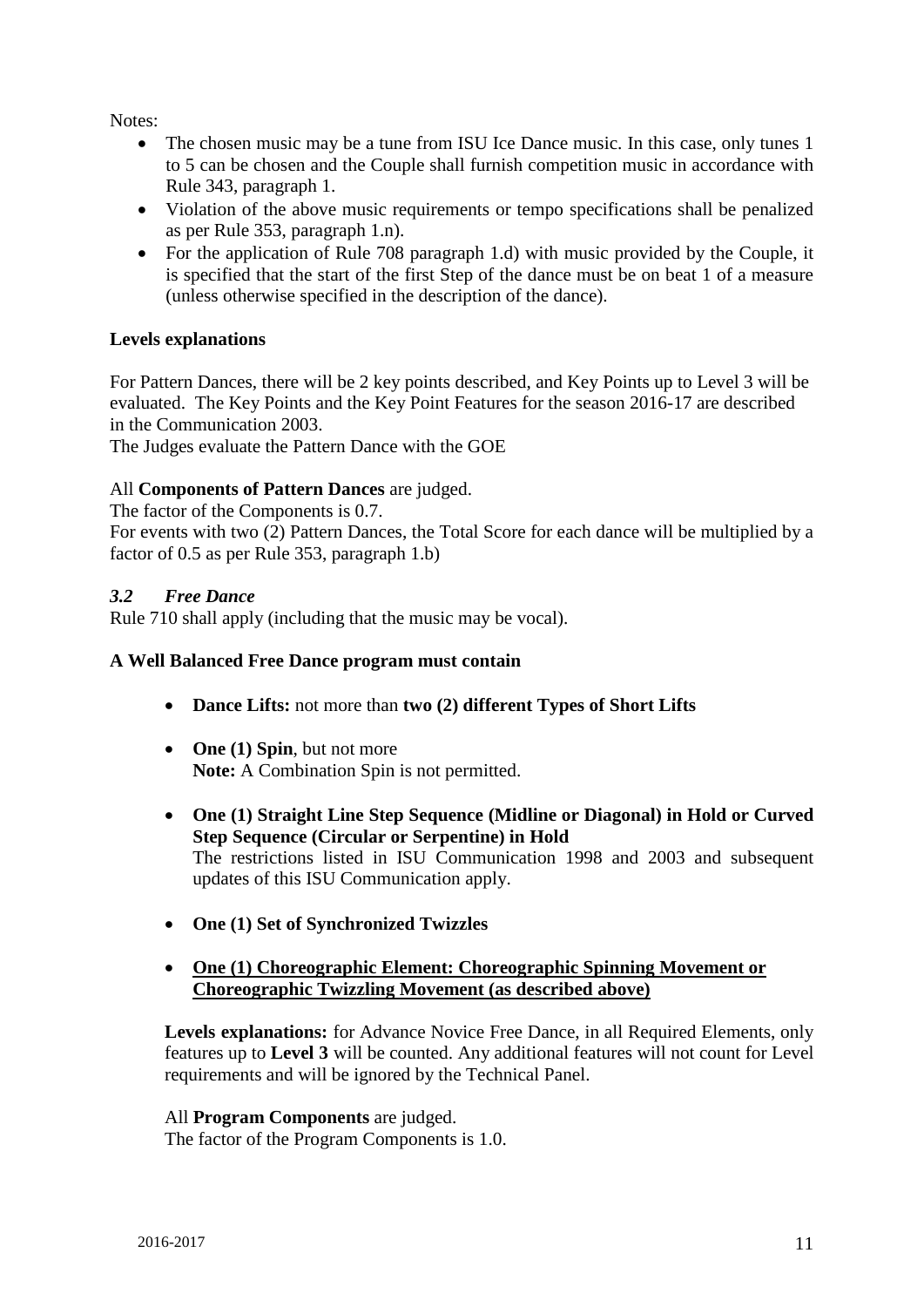Notes:

- The chosen music may be a tune from ISU Ice Dance music. In this case, only tunes 1 to 5 can be chosen and the Couple shall furnish competition music in accordance with Rule 343, paragraph 1.
- Violation of the above music requirements or tempo specifications shall be penalized as per Rule 353, paragraph 1.n).
- For the application of Rule 708 paragraph 1.d) with music provided by the Couple, it is specified that the start of the first Step of the dance must be on beat 1 of a measure (unless otherwise specified in the description of the dance).

**Levels explanations**

For Pattern Dances, there will be 2 key points described, and Key Points up to Level 3 will be evaluated. The Key Points and the Key Point Features for the season 2016-17 are described in the Communication 2003.
The Judges evaluate the Pattern Dance with the GOE

All **Components of Pattern Dances** are judged.
The factor of the Components is 0.7.
For events with two (2) Pattern Dances, the Total Score for each dance will be multiplied by a factor of 0.5 as per Rule 353, paragraph 1.b)

### *3.2 Free Dance*

Rule 710 shall apply (including that the music may be vocal).

**A Well Balanced Free Dance program must contain**

- **Dance Lifts:** not more than **two (2) different Types of Short Lifts**
- **One (1) Spin**, but not more
  **Note:** A Combination Spin is not permitted.
- **One (1) Straight Line Step Sequence (Midline or Diagonal) in Hold or Curved Step Sequence (Circular or Serpentine) in Hold**
  The restrictions listed in ISU Communication 1998 and 2003 and subsequent updates of this ISU Communication apply.
- **One (1) Set of Synchronized Twizzles**
- **One (1) Choreographic Element: Choreographic Spinning Movement or Choreographic Twizzling Movement (as described above)**

**Levels explanations:** for Advance Novice Free Dance, in all Required Elements, only features up to **Level 3** will be counted. Any additional features will not count for Level requirements and will be ignored by the Technical Panel.

All **Program Components** are judged.
The factor of the Program Components is 1.0.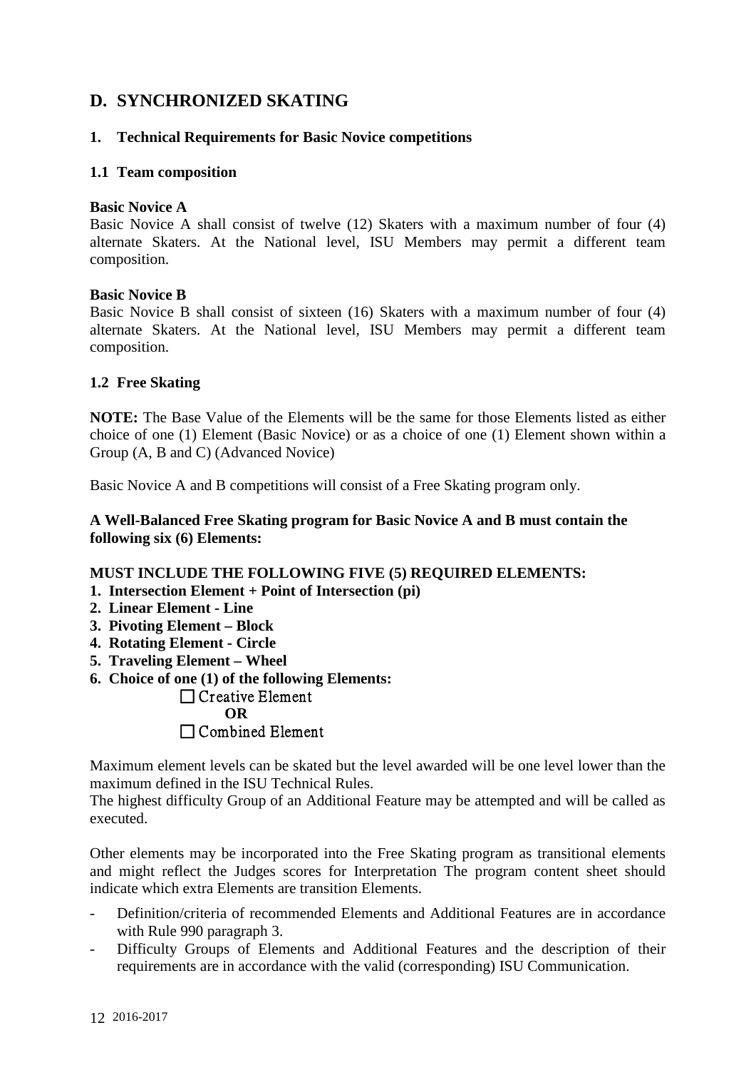## D. SYNCHRONIZED SKATING

### 1. Technical Requirements for Basic Novice competitions

#### 1.1 Team composition

**Basic Novice A**
Basic Novice A shall consist of twelve (12) Skaters with a maximum number of four (4) alternate Skaters. At the National level, ISU Members may permit a different team composition.

**Basic Novice B**
Basic Novice B shall consist of sixteen (16) Skaters with a maximum number of four (4) alternate Skaters. At the National level, ISU Members may permit a different team composition.

#### 1.2 Free Skating

**NOTE:** The Base Value of the Elements will be the same for those Elements listed as either choice of one (1) Element (Basic Novice) or as a choice of one (1) Element shown within a Group (A, B and C) (Advanced Novice)

Basic Novice A and B competitions will consist of a Free Skating program only.

**A Well-Balanced Free Skating program for Basic Novice A and B must contain the following six (6) Elements:**

**MUST INCLUDE THE FOLLOWING FIVE (5) REQUIRED ELEMENTS:**

1. **Intersection Element + Point of Intersection (pi)**
2. **Linear Element - Line**
3. **Pivoting Element – Block**
4. **Rotating Element - Circle**
5. **Traveling Element – Wheel**
6. **Choice of one (1) of the following Elements:**
   - ☐ Creative Element
   
     **OR**
   - ☐ Combined Element

Maximum element levels can be skated but the level awarded will be one level lower than the maximum defined in the ISU Technical Rules.
The highest difficulty Group of an Additional Feature may be attempted and will be called as executed.

Other elements may be incorporated into the Free Skating program as transitional elements and might reflect the Judges scores for Interpretation The program content sheet should indicate which extra Elements are transition Elements.

- Definition/criteria of recommended Elements and Additional Features are in accordance with Rule 990 paragraph 3.
- Difficulty Groups of Elements and Additional Features and the description of their requirements are in accordance with the valid (corresponding) ISU Communication.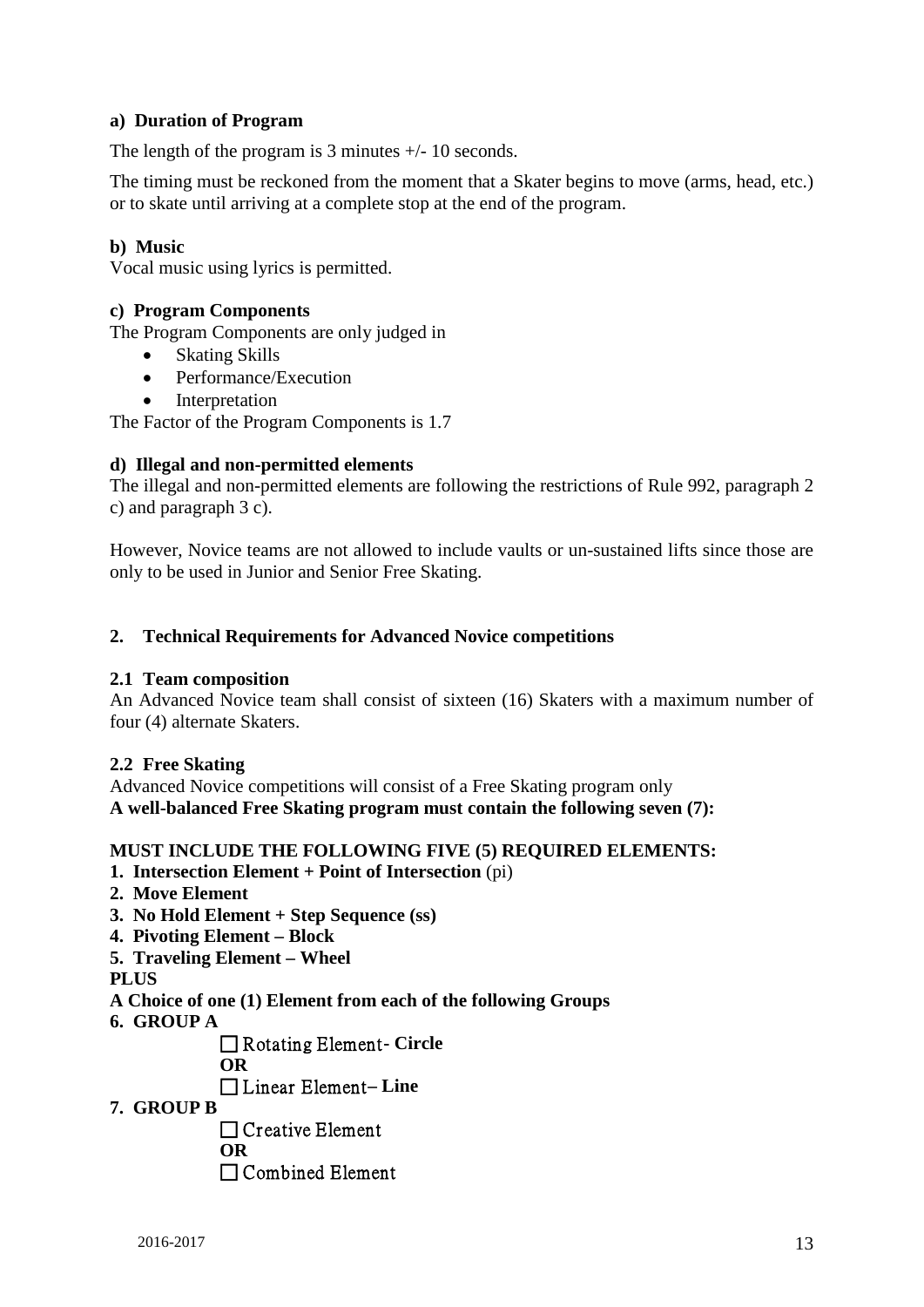**a) Duration of Program**

The length of the program is 3 minutes +/- 10 seconds.

The timing must be reckoned from the moment that a Skater begins to move (arms, head, etc.) or to skate until arriving at a complete stop at the end of the program.

**b) Music**

Vocal music using lyrics is permitted.

**c) Program Components**

The Program Components are only judged in

- Skating Skills
- Performance/Execution
- Interpretation

The Factor of the Program Components is 1.7

**d) Illegal and non-permitted elements**

The illegal and non-permitted elements are following the restrictions of Rule 992, paragraph 2 c) and paragraph 3 c).

However, Novice teams are not allowed to include vaults or un-sustained lifts since those are only to be used in Junior and Senior Free Skating.

## 2. Technical Requirements for Advanced Novice competitions

### 2.1 Team composition

An Advanced Novice team shall consist of sixteen (16) Skaters with a maximum number of four (4) alternate Skaters.

### 2.2 Free Skating

Advanced Novice competitions will consist of a Free Skating program only

**A well-balanced Free Skating program must contain the following seven (7):**

**MUST INCLUDE THE FOLLOWING FIVE (5) REQUIRED ELEMENTS:**

1. **Intersection Element + Point of Intersection** (pi)
2. **Move Element**
3. **No Hold Element + Step Sequence (ss)**
4. **Pivoting Element – Block**
5. **Traveling Element – Wheel**

**PLUS**

**A Choice of one (1) Element from each of the following Groups**

6. **GROUP A**
   - ☐ Rotating Element- **Circle**

     **OR**
   - ☐ Linear Element– **Line**
7. **GROUP B**
   - ☐ Creative Element

     **OR**
   - ☐ Combined Element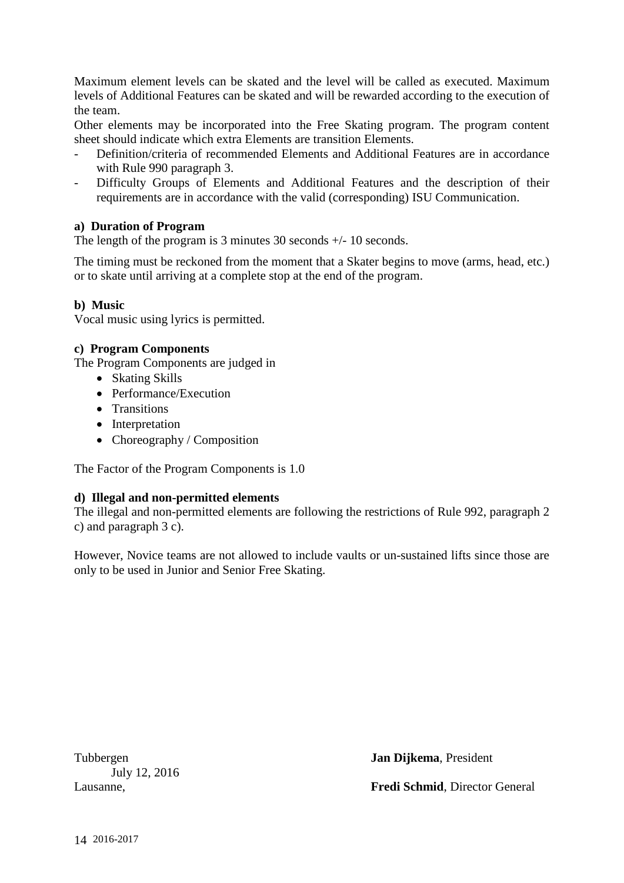Maximum element levels can be skated and the level will be called as executed. Maximum levels of Additional Features can be skated and will be rewarded according to the execution of the team.

Other elements may be incorporated into the Free Skating program. The program content sheet should indicate which extra Elements are transition Elements.

- Definition/criteria of recommended Elements and Additional Features are in accordance with Rule 990 paragraph 3.
- Difficulty Groups of Elements and Additional Features and the description of their requirements are in accordance with the valid (corresponding) ISU Communication.

**a) Duration of Program**

The length of the program is 3 minutes 30 seconds +/- 10 seconds.

The timing must be reckoned from the moment that a Skater begins to move (arms, head, etc.) or to skate until arriving at a complete stop at the end of the program.

**b) Music**

Vocal music using lyrics is permitted.

**c) Program Components**

The Program Components are judged in

- Skating Skills
- Performance/Execution
- Transitions
- Interpretation
- Choreography / Composition

The Factor of the Program Components is 1.0

**d) Illegal and non-permitted elements**

The illegal and non-permitted elements are following the restrictions of Rule 992, paragraph 2 c) and paragraph 3 c).

However, Novice teams are not allowed to include vaults or un-sustained lifts since those are only to be used in Junior and Senior Free Skating.

Tubbergen
July 12, 2016
Lausanne,

**Jan Dijkema**, President

**Fredi Schmid**, Director General